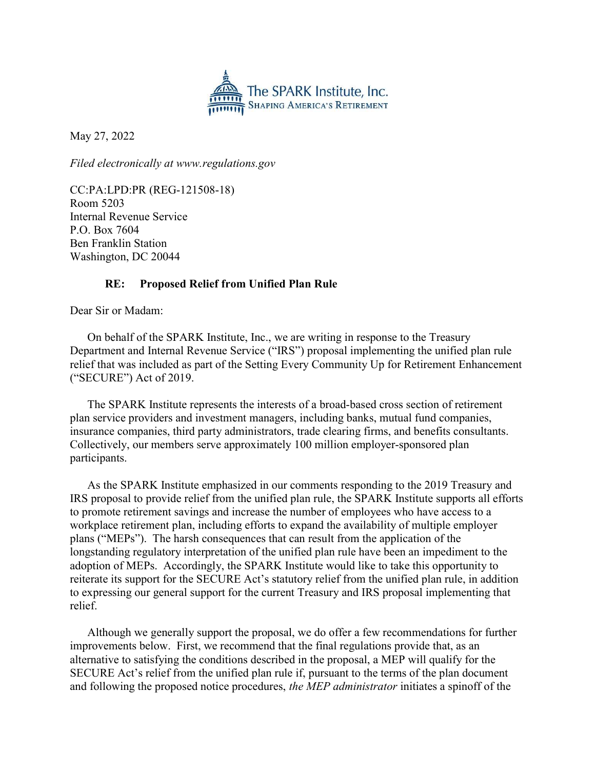The SPARK Institute, Inc.
SHAPING AMERICA'S RETIREMENT

May 27, 2022

*Filed electronically at www.regulations.gov*

CC:PA:LPD:PR (REG-121508-18)
Room 5203
Internal Revenue Service
P.O. Box 7604
Ben Franklin Station
Washington, DC 20044

**RE: Proposed Relief from Unified Plan Rule**

Dear Sir or Madam:

On behalf of the SPARK Institute, Inc., we are writing in response to the Treasury Department and Internal Revenue Service ("IRS") proposal implementing the unified plan rule relief that was included as part of the Setting Every Community Up for Retirement Enhancement ("SECURE") Act of 2019.

The SPARK Institute represents the interests of a broad-based cross section of retirement plan service providers and investment managers, including banks, mutual fund companies, insurance companies, third party administrators, trade clearing firms, and benefits consultants. Collectively, our members serve approximately 100 million employer-sponsored plan participants.

As the SPARK Institute emphasized in our comments responding to the 2019 Treasury and IRS proposal to provide relief from the unified plan rule, the SPARK Institute supports all efforts to promote retirement savings and increase the number of employees who have access to a workplace retirement plan, including efforts to expand the availability of multiple employer plans ("MEPs"). The harsh consequences that can result from the application of the longstanding regulatory interpretation of the unified plan rule have been an impediment to the adoption of MEPs. Accordingly, the SPARK Institute would like to take this opportunity to reiterate its support for the SECURE Act's statutory relief from the unified plan rule, in addition to expressing our general support for the current Treasury and IRS proposal implementing that relief.

Although we generally support the proposal, we do offer a few recommendations for further improvements below. First, we recommend that the final regulations provide that, as an alternative to satisfying the conditions described in the proposal, a MEP will qualify for the SECURE Act's relief from the unified plan rule if, pursuant to the terms of the plan document and following the proposed notice procedures, *the MEP administrator* initiates a spinoff of the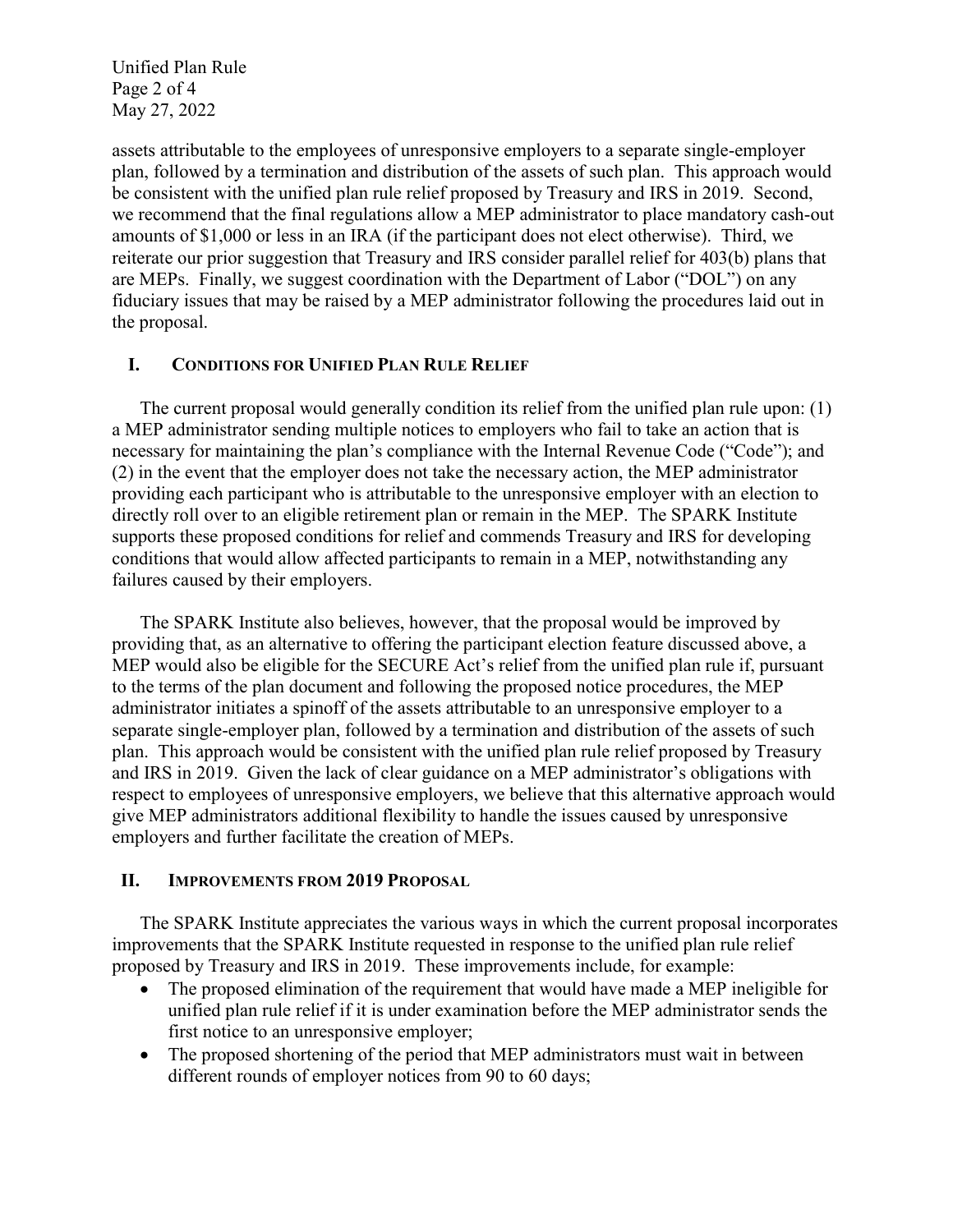assets attributable to the employees of unresponsive employers to a separate single-employer plan, followed by a termination and distribution of the assets of such plan. This approach would be consistent with the unified plan rule relief proposed by Treasury and IRS in 2019. Second, we recommend that the final regulations allow a MEP administrator to place mandatory cash-out amounts of $1,000 or less in an IRA (if the participant does not elect otherwise). Third, we reiterate our prior suggestion that Treasury and IRS consider parallel relief for 403(b) plans that are MEPs. Finally, we suggest coordination with the Department of Labor ("DOL") on any fiduciary issues that may be raised by a MEP administrator following the procedures laid out in the proposal.

## I. Conditions for Unified Plan Rule Relief

The current proposal would generally condition its relief from the unified plan rule upon: (1) a MEP administrator sending multiple notices to employers who fail to take an action that is necessary for maintaining the plan's compliance with the Internal Revenue Code ("Code"); and (2) in the event that the employer does not take the necessary action, the MEP administrator providing each participant who is attributable to the unresponsive employer with an election to directly roll over to an eligible retirement plan or remain in the MEP. The SPARK Institute supports these proposed conditions for relief and commends Treasury and IRS for developing conditions that would allow affected participants to remain in a MEP, notwithstanding any failures caused by their employers.

The SPARK Institute also believes, however, that the proposal would be improved by providing that, as an alternative to offering the participant election feature discussed above, a MEP would also be eligible for the SECURE Act's relief from the unified plan rule if, pursuant to the terms of the plan document and following the proposed notice procedures, the MEP administrator initiates a spinoff of the assets attributable to an unresponsive employer to a separate single-employer plan, followed by a termination and distribution of the assets of such plan. This approach would be consistent with the unified plan rule relief proposed by Treasury and IRS in 2019. Given the lack of clear guidance on a MEP administrator's obligations with respect to employees of unresponsive employers, we believe that this alternative approach would give MEP administrators additional flexibility to handle the issues caused by unresponsive employers and further facilitate the creation of MEPs.

## II. Improvements from 2019 Proposal

The SPARK Institute appreciates the various ways in which the current proposal incorporates improvements that the SPARK Institute requested in response to the unified plan rule relief proposed by Treasury and IRS in 2019. These improvements include, for example:

- The proposed elimination of the requirement that would have made a MEP ineligible for unified plan rule relief if it is under examination before the MEP administrator sends the first notice to an unresponsive employer;
- The proposed shortening of the period that MEP administrators must wait in between different rounds of employer notices from 90 to 60 days;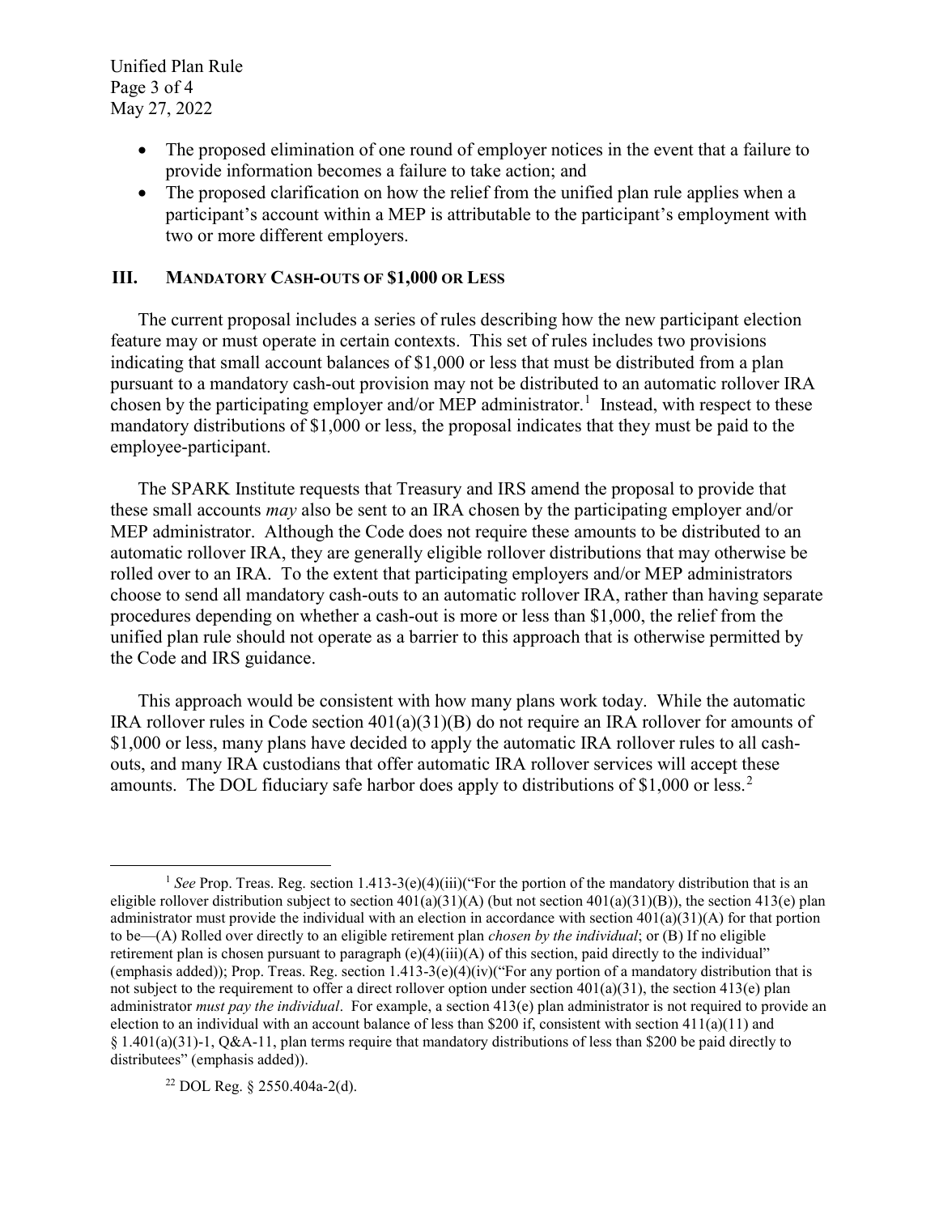- The proposed elimination of one round of employer notices in the event that a failure to provide information becomes a failure to take action; and
- The proposed clarification on how the relief from the unified plan rule applies when a participant's account within a MEP is attributable to the participant's employment with two or more different employers.

## III. Mandatory Cash-outs of $1,000 or Less

The current proposal includes a series of rules describing how the new participant election feature may or must operate in certain contexts. This set of rules includes two provisions indicating that small account balances of $1,000 or less that must be distributed from a plan pursuant to a mandatory cash-out provision may not be distributed to an automatic rollover IRA chosen by the participating employer and/or MEP administrator.[1] Instead, with respect to these mandatory distributions of $1,000 or less, the proposal indicates that they must be paid to the employee-participant.

The SPARK Institute requests that Treasury and IRS amend the proposal to provide that these small accounts *may* also be sent to an IRA chosen by the participating employer and/or MEP administrator. Although the Code does not require these amounts to be distributed to an automatic rollover IRA, they are generally eligible rollover distributions that may otherwise be rolled over to an IRA. To the extent that participating employers and/or MEP administrators choose to send all mandatory cash-outs to an automatic rollover IRA, rather than having separate procedures depending on whether a cash-out is more or less than $1,000, the relief from the unified plan rule should not operate as a barrier to this approach that is otherwise permitted by the Code and IRS guidance.

This approach would be consistent with how many plans work today. While the automatic IRA rollover rules in Code section 401(a)(31)(B) do not require an IRA rollover for amounts of $1,000 or less, many plans have decided to apply the automatic IRA rollover rules to all cash-outs, and many IRA custodians that offer automatic IRA rollover services will accept these amounts. The DOL fiduciary safe harbor does apply to distributions of $1,000 or less.[2]

---

[1] *See* Prop. Treas. Reg. section 1.413-3(e)(4)(iii)("For the portion of the mandatory distribution that is an eligible rollover distribution subject to section 401(a)(31)(A) (but not section 401(a)(31)(B)), the section 413(e) plan administrator must provide the individual with an election in accordance with section 401(a)(31)(A) for that portion to be—(A) Rolled over directly to an eligible retirement plan *chosen by the individual*; or (B) If no eligible retirement plan is chosen pursuant to paragraph (e)(4)(iii)(A) of this section, paid directly to the individual" (emphasis added)); Prop. Treas. Reg. section 1.413-3(e)(4)(iv)("For any portion of a mandatory distribution that is not subject to the requirement to offer a direct rollover option under section 401(a)(31), the section 413(e) plan administrator *must pay the individual*. For example, a section 413(e) plan administrator is not required to provide an election to an individual with an account balance of less than $200 if, consistent with section 411(a)(11) and § 1.401(a)(31)-1, Q&A-11, plan terms require that mandatory distributions of less than $200 be paid directly to distributees" (emphasis added)).

[2] DOL Reg. § 2550.404a-2(d).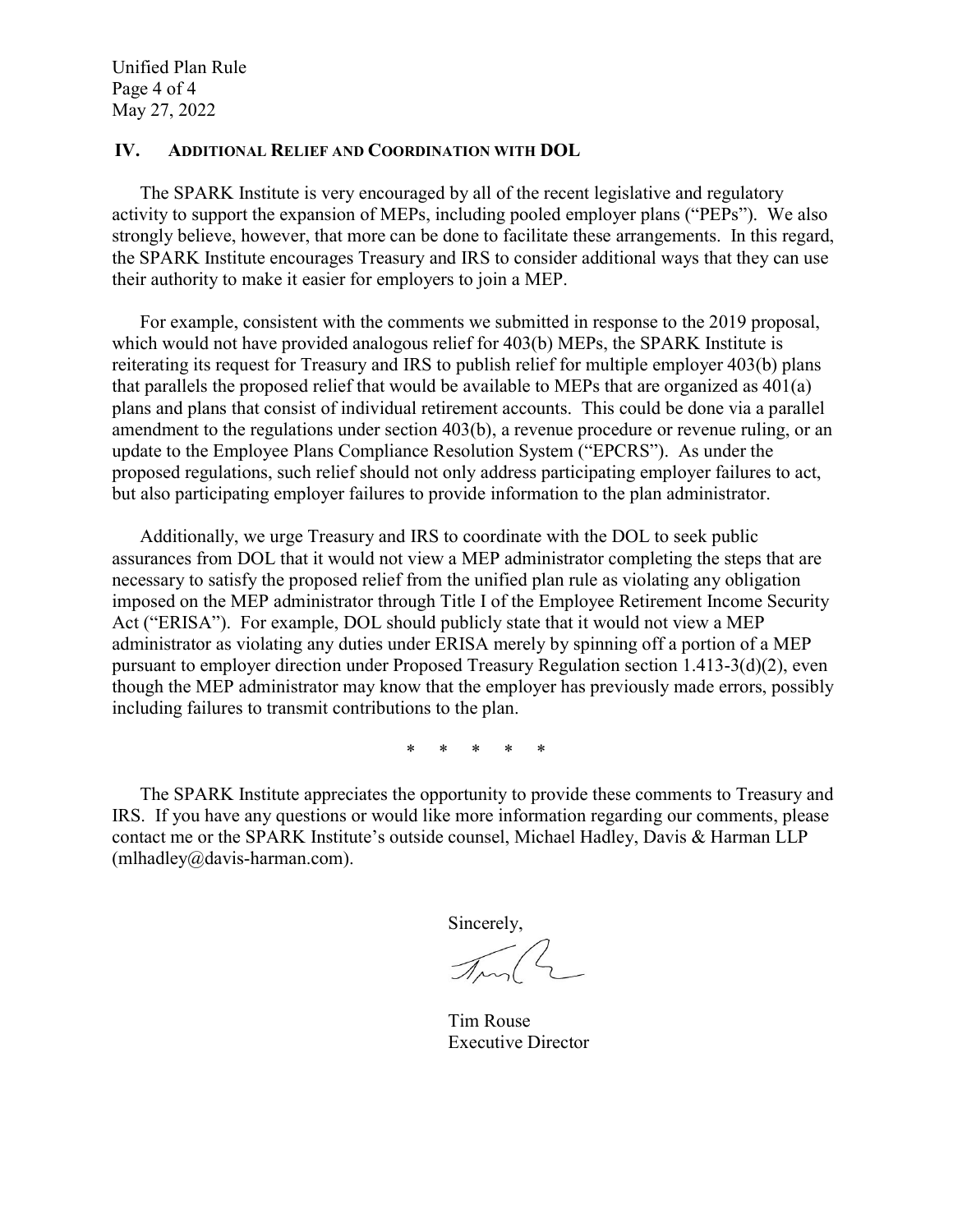## IV. Additional Relief and Coordination with DOL

The SPARK Institute is very encouraged by all of the recent legislative and regulatory activity to support the expansion of MEPs, including pooled employer plans ("PEPs"). We also strongly believe, however, that more can be done to facilitate these arrangements. In this regard, the SPARK Institute encourages Treasury and IRS to consider additional ways that they can use their authority to make it easier for employers to join a MEP.

For example, consistent with the comments we submitted in response to the 2019 proposal, which would not have provided analogous relief for 403(b) MEPs, the SPARK Institute is reiterating its request for Treasury and IRS to publish relief for multiple employer 403(b) plans that parallels the proposed relief that would be available to MEPs that are organized as 401(a) plans and plans that consist of individual retirement accounts. This could be done via a parallel amendment to the regulations under section 403(b), a revenue procedure or revenue ruling, or an update to the Employee Plans Compliance Resolution System ("EPCRS"). As under the proposed regulations, such relief should not only address participating employer failures to act, but also participating employer failures to provide information to the plan administrator.

Additionally, we urge Treasury and IRS to coordinate with the DOL to seek public assurances from DOL that it would not view a MEP administrator completing the steps that are necessary to satisfy the proposed relief from the unified plan rule as violating any obligation imposed on the MEP administrator through Title I of the Employee Retirement Income Security Act ("ERISA"). For example, DOL should publicly state that it would not view a MEP administrator as violating any duties under ERISA merely by spinning off a portion of a MEP pursuant to employer direction under Proposed Treasury Regulation section 1.413-3(d)(2), even though the MEP administrator may know that the employer has previously made errors, possibly including failures to transmit contributions to the plan.

\* \* \* \* \*

The SPARK Institute appreciates the opportunity to provide these comments to Treasury and IRS. If you have any questions or would like more information regarding our comments, please contact me or the SPARK Institute's outside counsel, Michael Hadley, Davis & Harman LLP (mlhadley@davis-harman.com).

Sincerely,

Tim Rouse
Executive Director